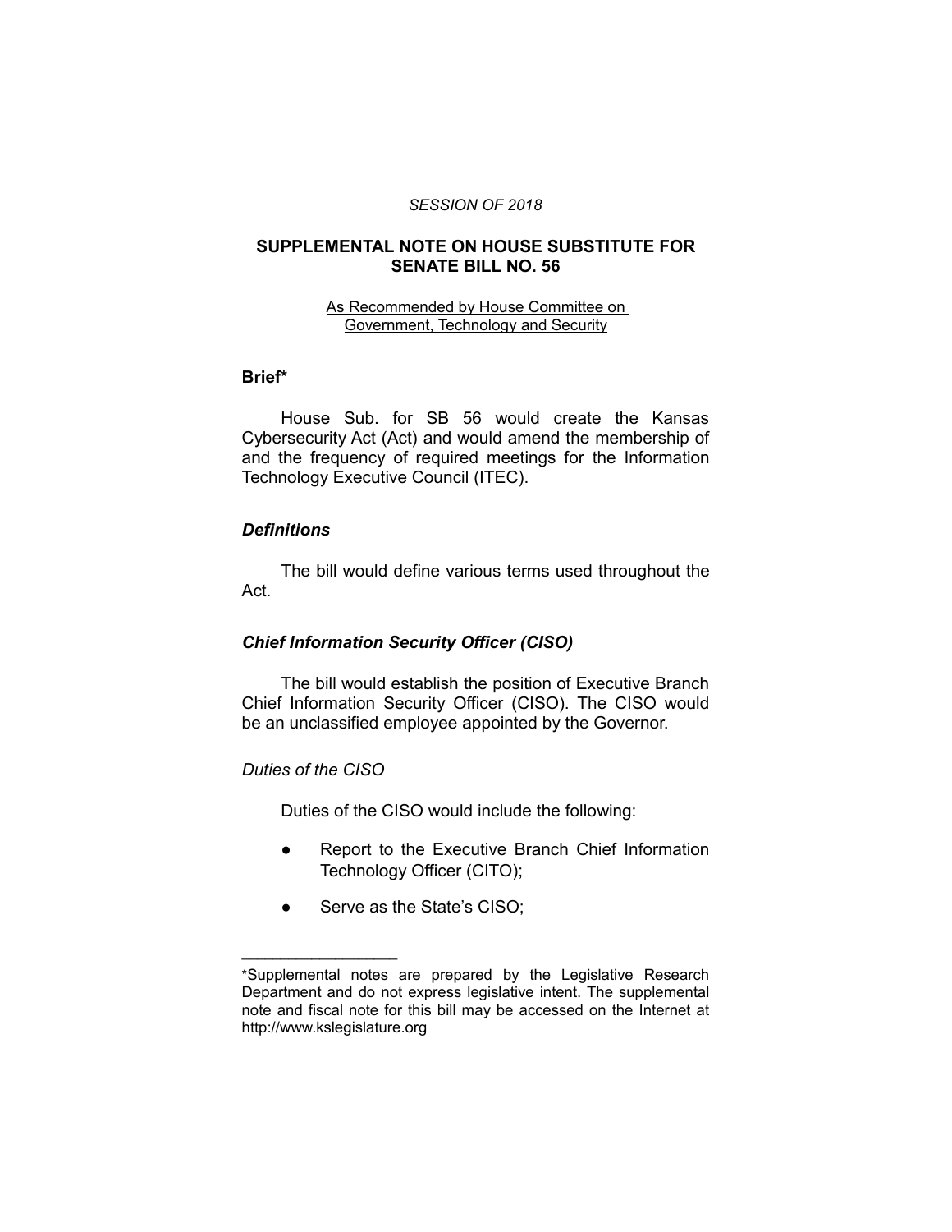*SESSION OF 2018*

# SUPPLEMENTAL NOTE ON HOUSE SUBSTITUTE FOR SENATE BILL NO. 56

As Recommended by House Committee on Government, Technology and Security

## Brief*

House Sub. for SB 56 would create the Kansas Cybersecurity Act (Act) and would amend the membership of and the frequency of required meetings for the Information Technology Executive Council (ITEC).

### *Definitions*

The bill would define various terms used throughout the Act.

### *Chief Information Security Officer (CISO)*

The bill would establish the position of Executive Branch Chief Information Security Officer (CISO). The CISO would be an unclassified employee appointed by the Governor.

#### *Duties of the CISO*

Duties of the CISO would include the following:

- Report to the Executive Branch Chief Information Technology Officer (CITO);
- Serve as the State's CISO;

______________________

*Supplemental notes are prepared by the Legislative Research Department and do not express legislative intent. The supplemental note and fiscal note for this bill may be accessed on the Internet at http://www.kslegislature.org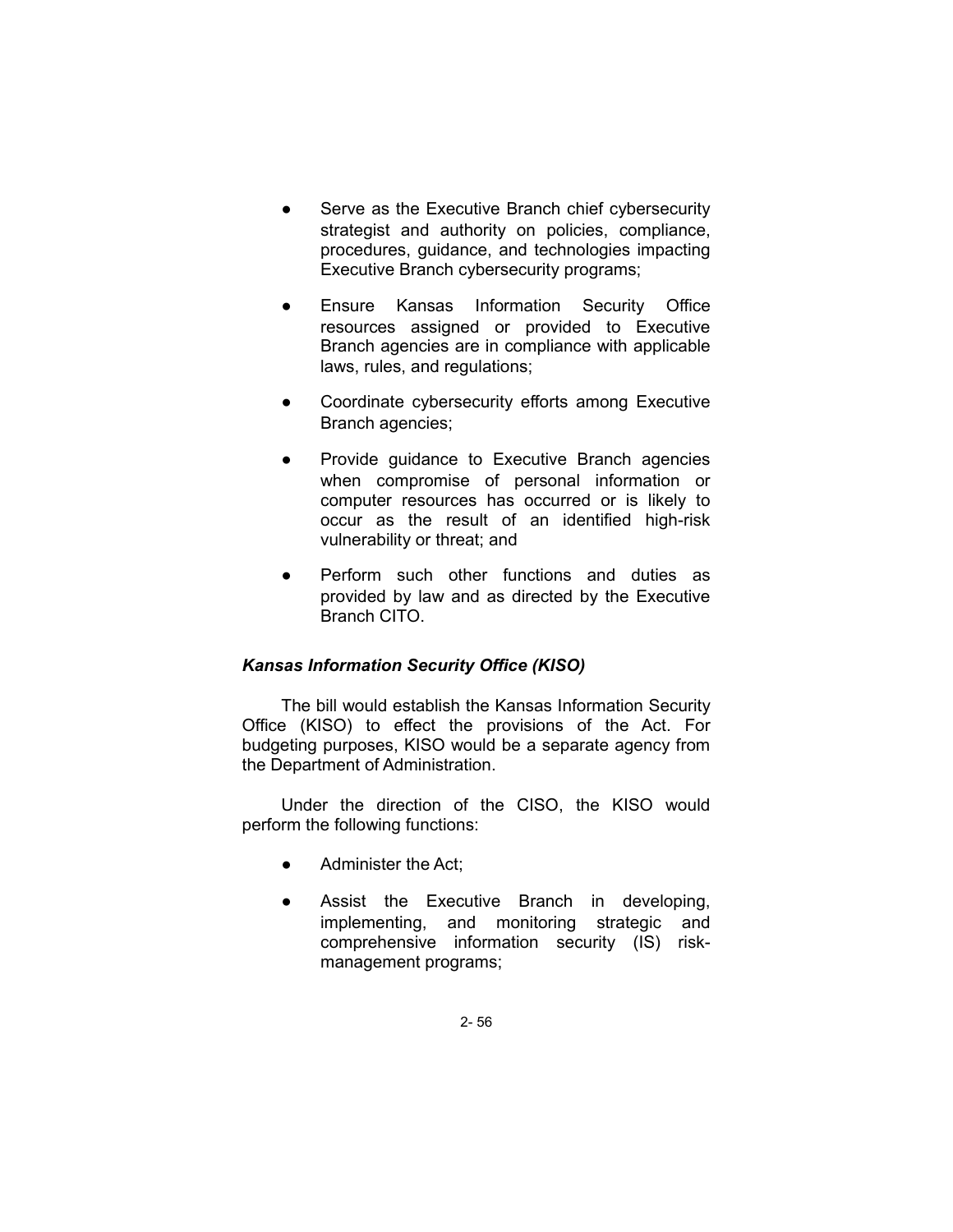- Serve as the Executive Branch chief cybersecurity strategist and authority on policies, compliance, procedures, guidance, and technologies impacting Executive Branch cybersecurity programs;
- Ensure Kansas Information Security Office resources assigned or provided to Executive Branch agencies are in compliance with applicable laws, rules, and regulations;
- Coordinate cybersecurity efforts among Executive Branch agencies;
- Provide guidance to Executive Branch agencies when compromise of personal information or computer resources has occurred or is likely to occur as the result of an identified high-risk vulnerability or threat; and
- Perform such other functions and duties as provided by law and as directed by the Executive Branch CITO.

### *Kansas Information Security Office (KISO)*

The bill would establish the Kansas Information Security Office (KISO) to effect the provisions of the Act. For budgeting purposes, KISO would be a separate agency from the Department of Administration.

Under the direction of the CISO, the KISO would perform the following functions:

- Administer the Act;
- Assist the Executive Branch in developing, implementing, and monitoring strategic and comprehensive information security (IS) risk-management programs;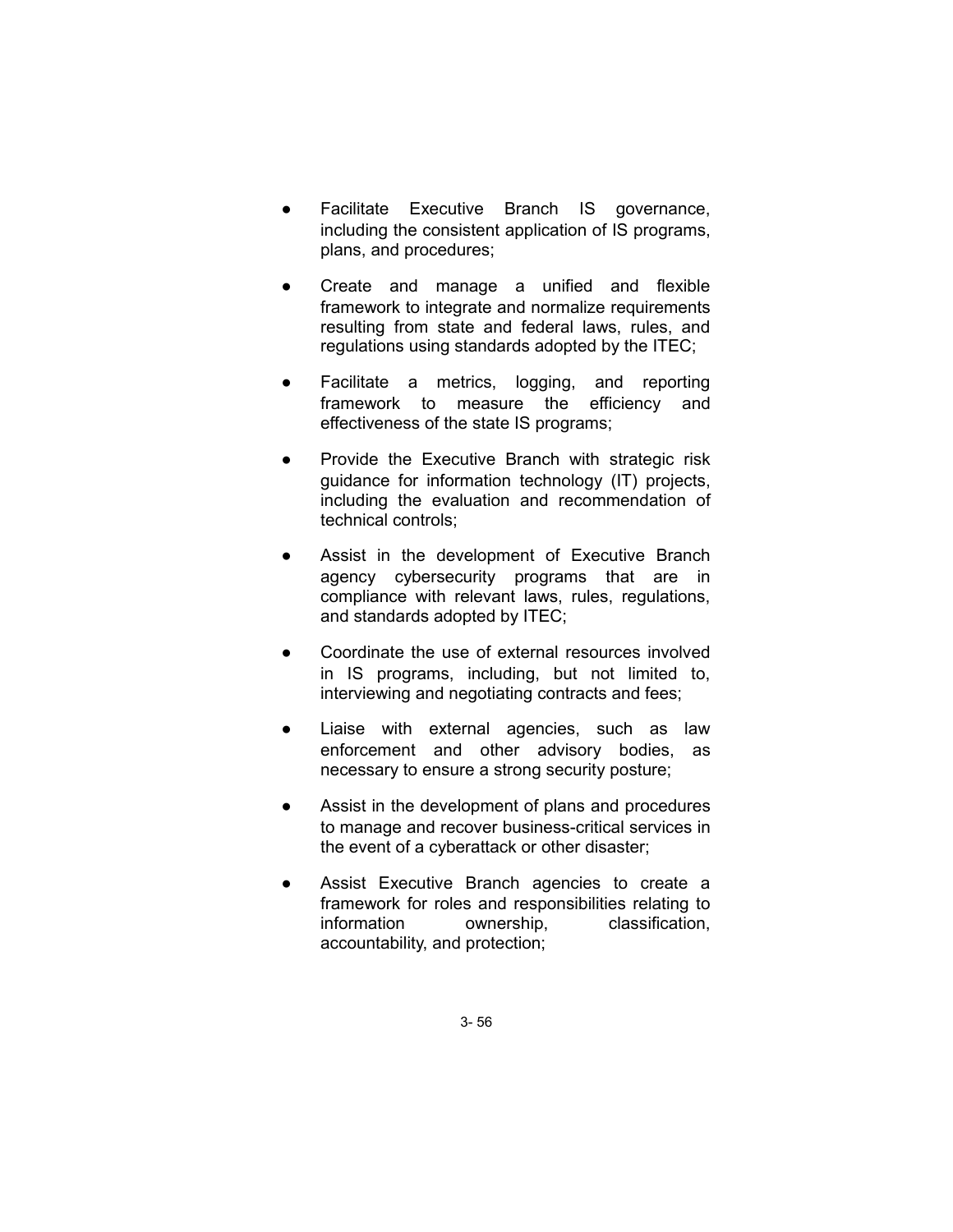- Facilitate Executive Branch IS governance, including the consistent application of IS programs, plans, and procedures;
- Create and manage a unified and flexible framework to integrate and normalize requirements resulting from state and federal laws, rules, and regulations using standards adopted by the ITEC;
- Facilitate a metrics, logging, and reporting framework to measure the efficiency and effectiveness of the state IS programs;
- Provide the Executive Branch with strategic risk guidance for information technology (IT) projects, including the evaluation and recommendation of technical controls;
- Assist in the development of Executive Branch agency cybersecurity programs that are in compliance with relevant laws, rules, regulations, and standards adopted by ITEC;
- Coordinate the use of external resources involved in IS programs, including, but not limited to, interviewing and negotiating contracts and fees;
- Liaise with external agencies, such as law enforcement and other advisory bodies, as necessary to ensure a strong security posture;
- Assist in the development of plans and procedures to manage and recover business-critical services in the event of a cyberattack or other disaster;
- Assist Executive Branch agencies to create a framework for roles and responsibilities relating to information ownership, classification, accountability, and protection;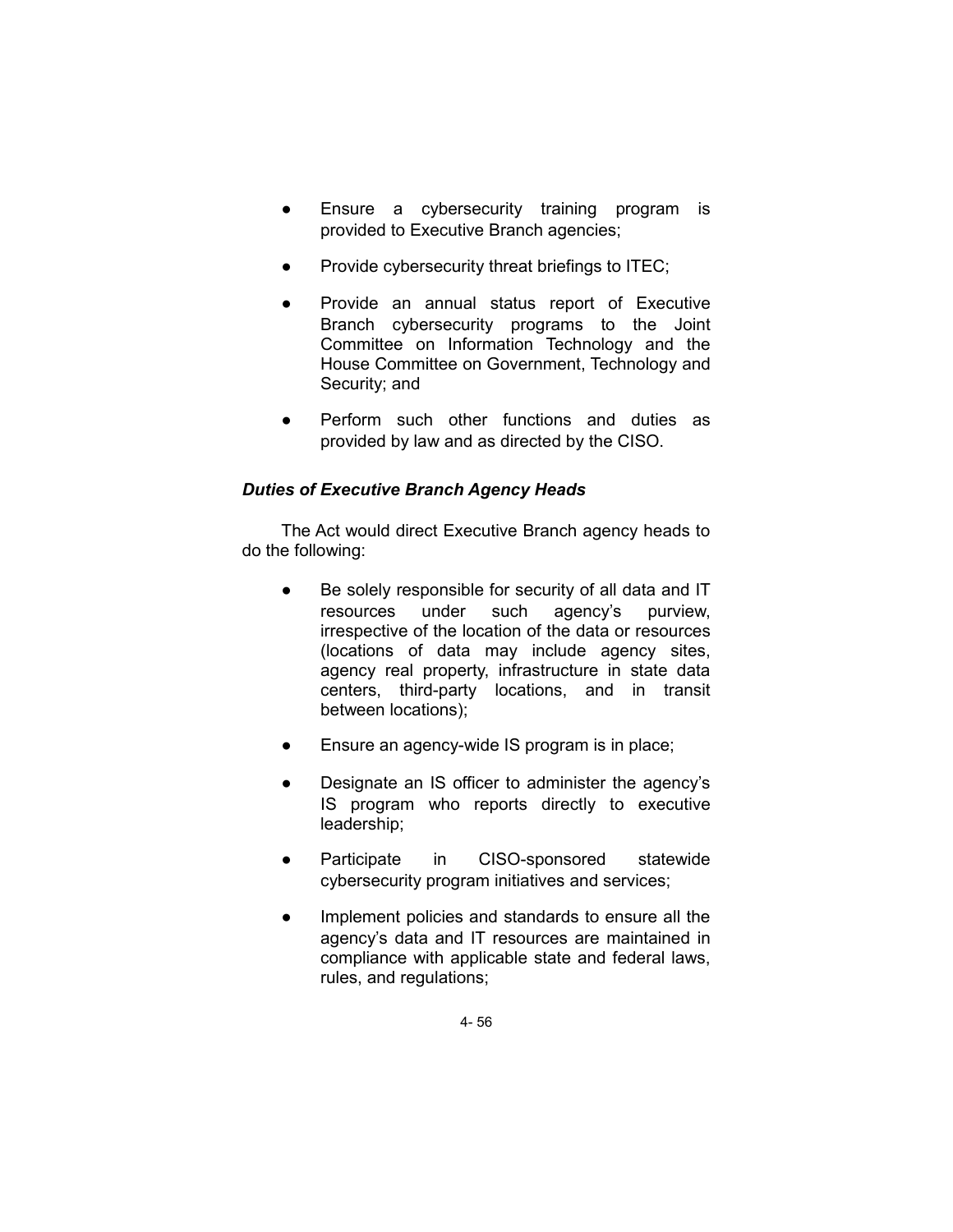- Ensure a cybersecurity training program is provided to Executive Branch agencies;
- Provide cybersecurity threat briefings to ITEC;
- Provide an annual status report of Executive Branch cybersecurity programs to the Joint Committee on Information Technology and the House Committee on Government, Technology and Security; and
- Perform such other functions and duties as provided by law and as directed by the CISO.

***Duties of Executive Branch Agency Heads***

The Act would direct Executive Branch agency heads to do the following:

- Be solely responsible for security of all data and IT resources under such agency's purview, irrespective of the location of the data or resources (locations of data may include agency sites, agency real property, infrastructure in state data centers, third-party locations, and in transit between locations);
- Ensure an agency-wide IS program is in place;
- Designate an IS officer to administer the agency's IS program who reports directly to executive leadership;
- Participate in CISO-sponsored statewide cybersecurity program initiatives and services;
- Implement policies and standards to ensure all the agency's data and IT resources are maintained in compliance with applicable state and federal laws, rules, and regulations;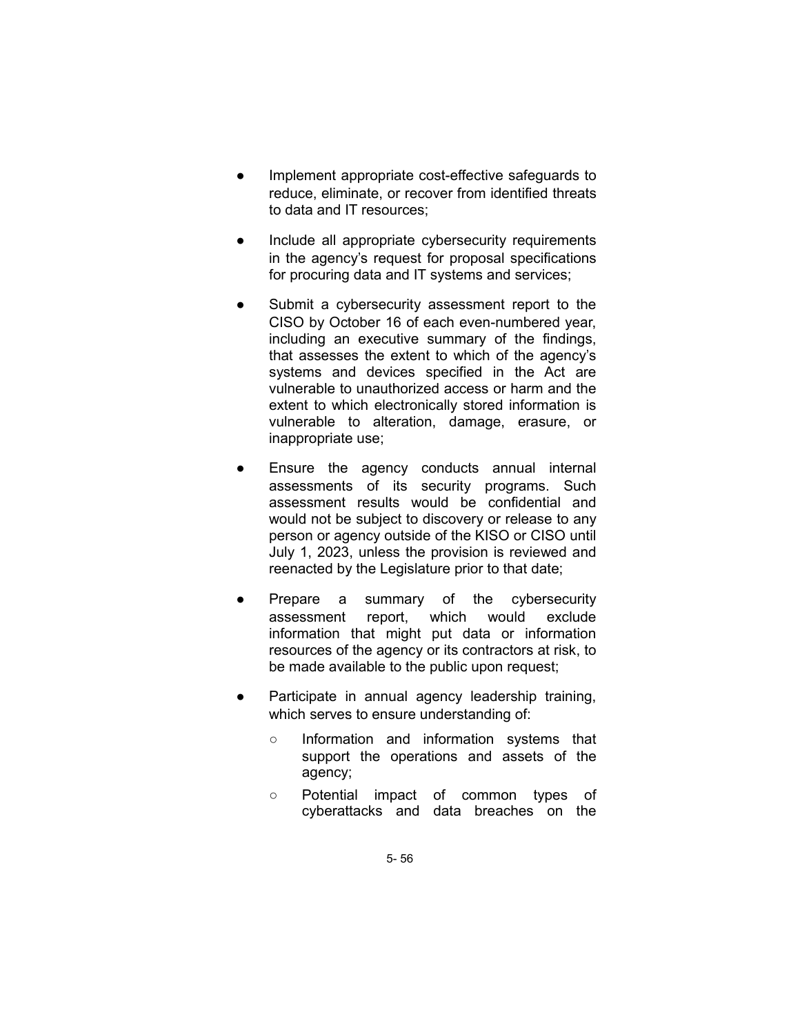- Implement appropriate cost-effective safeguards to reduce, eliminate, or recover from identified threats to data and IT resources;
- Include all appropriate cybersecurity requirements in the agency's request for proposal specifications for procuring data and IT systems and services;
- Submit a cybersecurity assessment report to the CISO by October 16 of each even-numbered year, including an executive summary of the findings, that assesses the extent to which of the agency's systems and devices specified in the Act are vulnerable to unauthorized access or harm and the extent to which electronically stored information is vulnerable to alteration, damage, erasure, or inappropriate use;
- Ensure the agency conducts annual internal assessments of its security programs. Such assessment results would be confidential and would not be subject to discovery or release to any person or agency outside of the KISO or CISO until July 1, 2023, unless the provision is reviewed and reenacted by the Legislature prior to that date;
- Prepare a summary of the cybersecurity assessment report, which would exclude information that might put data or information resources of the agency or its contractors at risk, to be made available to the public upon request;
- Participate in annual agency leadership training, which serves to ensure understanding of:
  - Information and information systems that support the operations and assets of the agency;
  - Potential impact of common types of cyberattacks and data breaches on the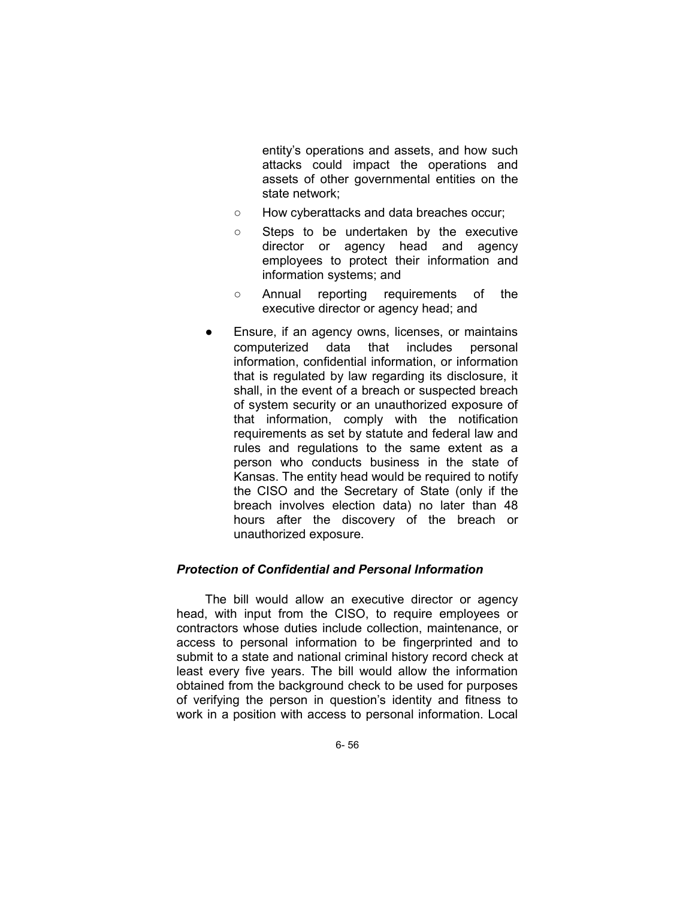entity's operations and assets, and how such attacks could impact the operations and assets of other governmental entities on the state network;

  - How cyberattacks and data breaches occur;
  - Steps to be undertaken by the executive director or agency head and agency employees to protect their information and information systems; and
  - Annual reporting requirements of the executive director or agency head; and

- Ensure, if an agency owns, licenses, or maintains computerized data that includes personal information, confidential information, or information that is regulated by law regarding its disclosure, it shall, in the event of a breach or suspected breach of system security or an unauthorized exposure of that information, comply with the notification requirements as set by statute and federal law and rules and regulations to the same extent as a person who conducts business in the state of Kansas. The entity head would be required to notify the CISO and the Secretary of State (only if the breach involves election data) no later than 48 hours after the discovery of the breach or unauthorized exposure.

### *Protection of Confidential and Personal Information*

The bill would allow an executive director or agency head, with input from the CISO, to require employees or contractors whose duties include collection, maintenance, or access to personal information to be fingerprinted and to submit to a state and national criminal history record check at least every five years. The bill would allow the information obtained from the background check to be used for purposes of verifying the person in question's identity and fitness to work in a position with access to personal information. Local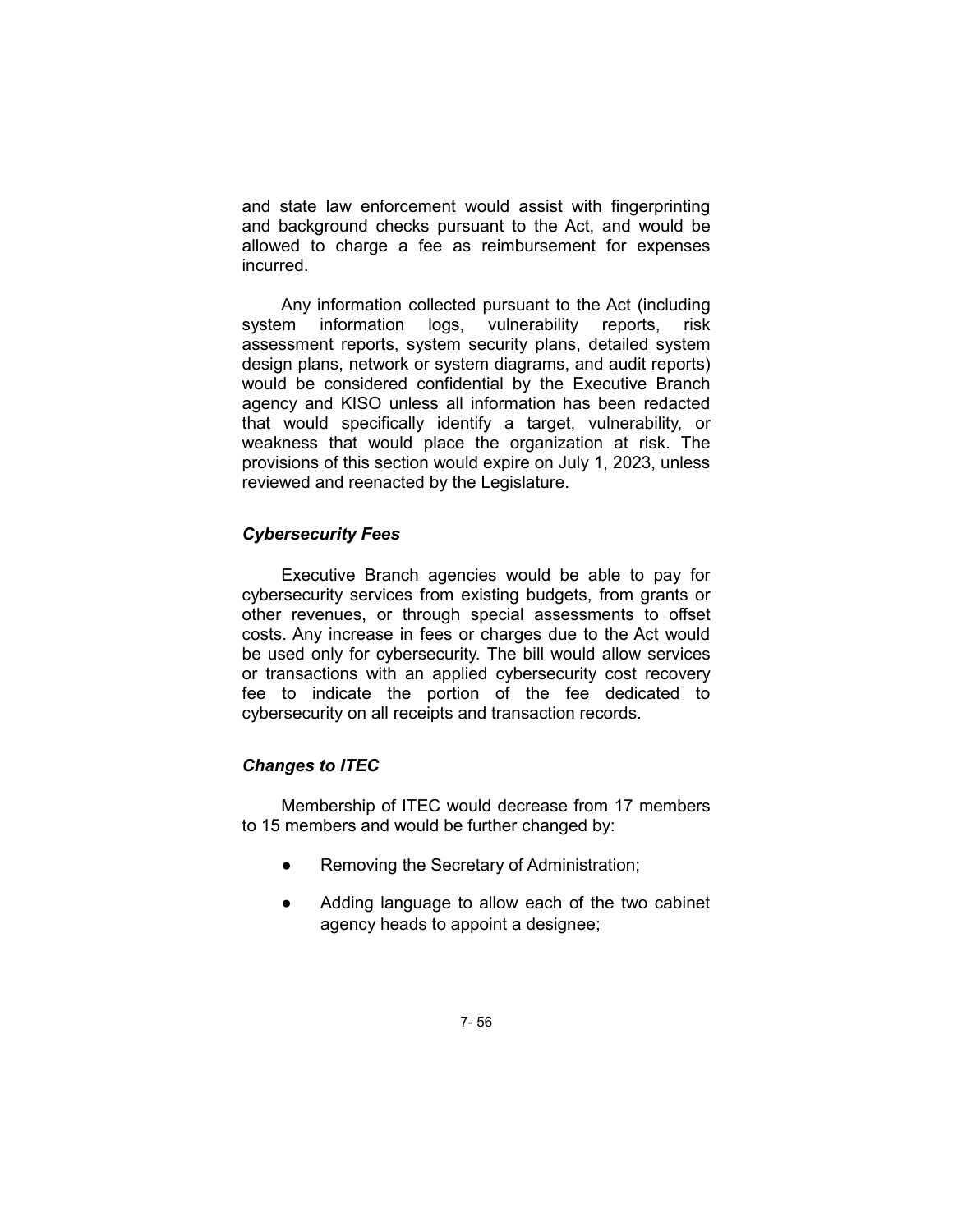and state law enforcement would assist with fingerprinting and background checks pursuant to the Act, and would be allowed to charge a fee as reimbursement for expenses incurred.

Any information collected pursuant to the Act (including system information logs, vulnerability reports, risk assessment reports, system security plans, detailed system design plans, network or system diagrams, and audit reports) would be considered confidential by the Executive Branch agency and KISO unless all information has been redacted that would specifically identify a target, vulnerability, or weakness that would place the organization at risk. The provisions of this section would expire on July 1, 2023, unless reviewed and reenacted by the Legislature.

### *Cybersecurity Fees*

Executive Branch agencies would be able to pay for cybersecurity services from existing budgets, from grants or other revenues, or through special assessments to offset costs. Any increase in fees or charges due to the Act would be used only for cybersecurity. The bill would allow services or transactions with an applied cybersecurity cost recovery fee to indicate the portion of the fee dedicated to cybersecurity on all receipts and transaction records.

### *Changes to ITEC*

Membership of ITEC would decrease from 17 members to 15 members and would be further changed by:

- Removing the Secretary of Administration;
- Adding language to allow each of the two cabinet agency heads to appoint a designee;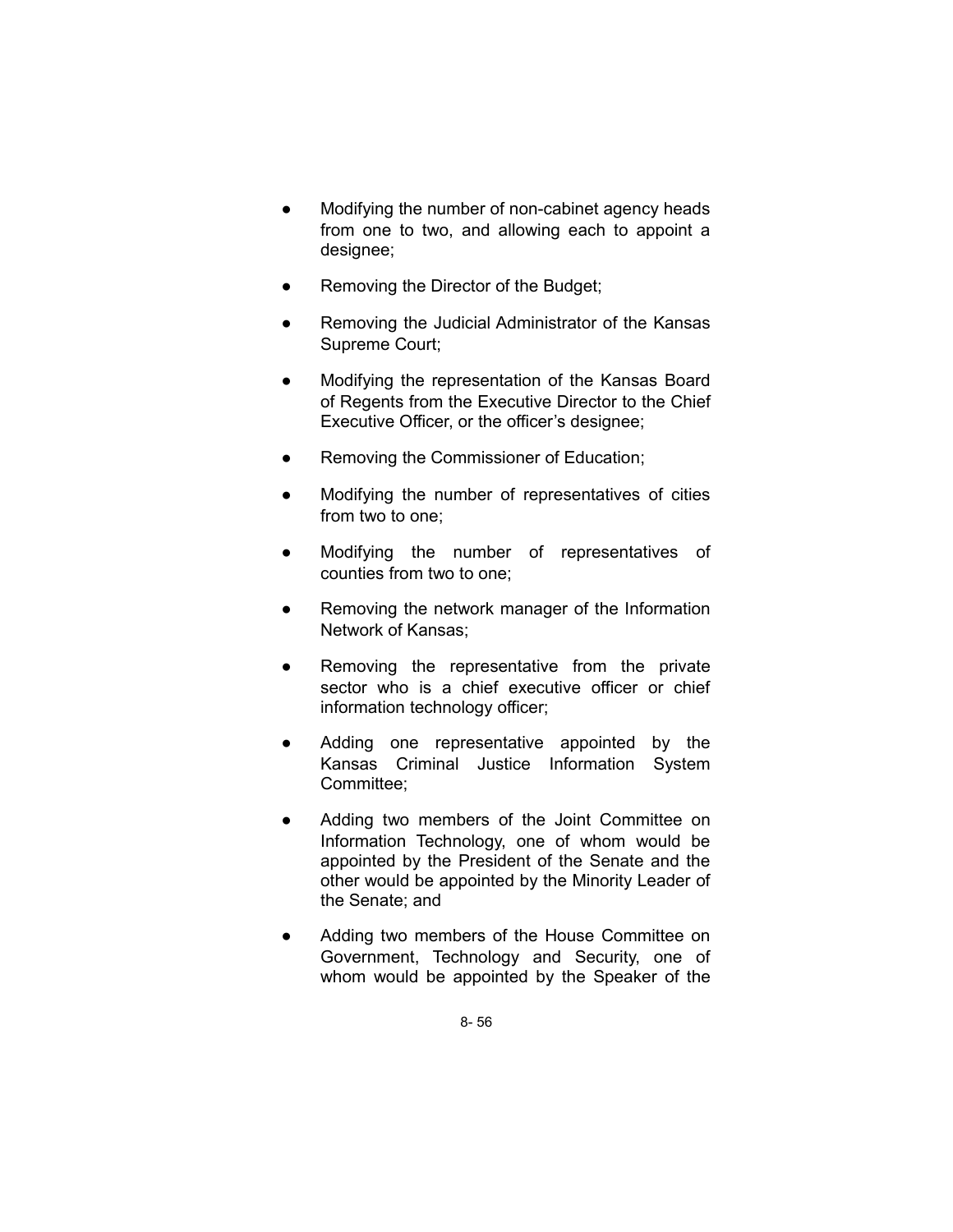- Modifying the number of non-cabinet agency heads from one to two, and allowing each to appoint a designee;
- Removing the Director of the Budget;
- Removing the Judicial Administrator of the Kansas Supreme Court;
- Modifying the representation of the Kansas Board of Regents from the Executive Director to the Chief Executive Officer, or the officer's designee;
- Removing the Commissioner of Education;
- Modifying the number of representatives of cities from two to one;
- Modifying the number of representatives of counties from two to one;
- Removing the network manager of the Information Network of Kansas;
- Removing the representative from the private sector who is a chief executive officer or chief information technology officer;
- Adding one representative appointed by the Kansas Criminal Justice Information System Committee;
- Adding two members of the Joint Committee on Information Technology, one of whom would be appointed by the President of the Senate and the other would be appointed by the Minority Leader of the Senate; and
- Adding two members of the House Committee on Government, Technology and Security, one of whom would be appointed by the Speaker of the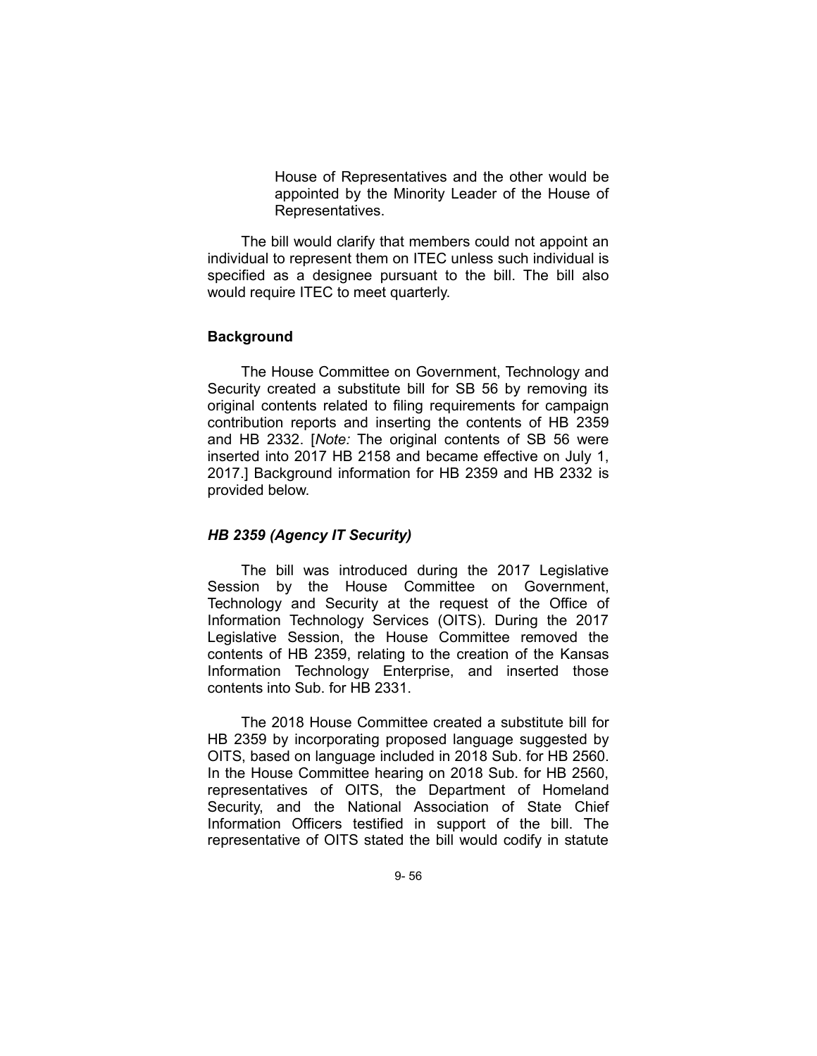House of Representatives and the other would be appointed by the Minority Leader of the House of Representatives.

The bill would clarify that members could not appoint an individual to represent them on ITEC unless such individual is specified as a designee pursuant to the bill. The bill also would require ITEC to meet quarterly.

## Background

The House Committee on Government, Technology and Security created a substitute bill for SB 56 by removing its original contents related to filing requirements for campaign contribution reports and inserting the contents of HB 2359 and HB 2332. [*Note:* The original contents of SB 56 were inserted into 2017 HB 2158 and became effective on July 1, 2017.] Background information for HB 2359 and HB 2332 is provided below.

### *HB 2359 (Agency IT Security)*

The bill was introduced during the 2017 Legislative Session by the House Committee on Government, Technology and Security at the request of the Office of Information Technology Services (OITS). During the 2017 Legislative Session, the House Committee removed the contents of HB 2359, relating to the creation of the Kansas Information Technology Enterprise, and inserted those contents into Sub. for HB 2331.

The 2018 House Committee created a substitute bill for HB 2359 by incorporating proposed language suggested by OITS, based on language included in 2018 Sub. for HB 2560. In the House Committee hearing on 2018 Sub. for HB 2560, representatives of OITS, the Department of Homeland Security, and the National Association of State Chief Information Officers testified in support of the bill. The representative of OITS stated the bill would codify in statute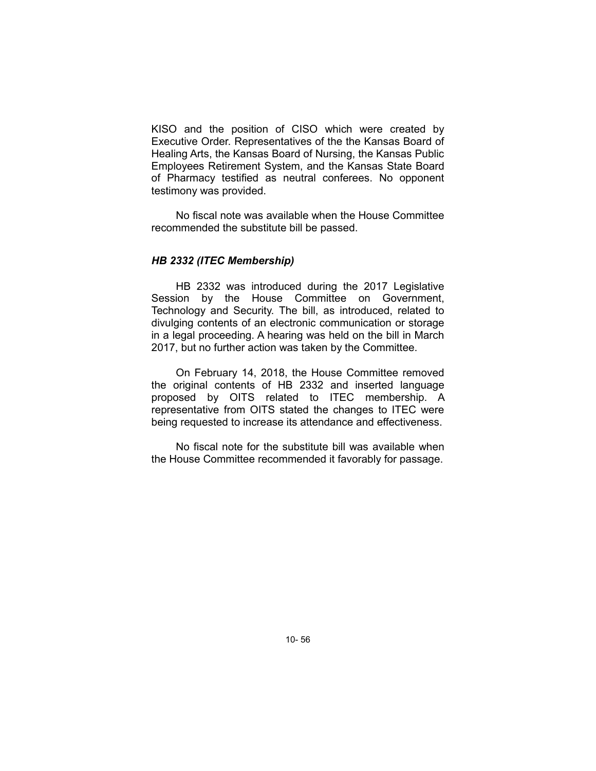KISO and the position of CISO which were created by Executive Order. Representatives of the the Kansas Board of Healing Arts, the Kansas Board of Nursing, the Kansas Public Employees Retirement System, and the Kansas State Board of Pharmacy testified as neutral conferees. No opponent testimony was provided.

No fiscal note was available when the House Committee recommended the substitute bill be passed.

### *HB 2332 (ITEC Membership)*

HB 2332 was introduced during the 2017 Legislative Session by the House Committee on Government, Technology and Security. The bill, as introduced, related to divulging contents of an electronic communication or storage in a legal proceeding. A hearing was held on the bill in March 2017, but no further action was taken by the Committee.

On February 14, 2018, the House Committee removed the original contents of HB 2332 and inserted language proposed by OITS related to ITEC membership. A representative from OITS stated the changes to ITEC were being requested to increase its attendance and effectiveness.

No fiscal note for the substitute bill was available when the House Committee recommended it favorably for passage.